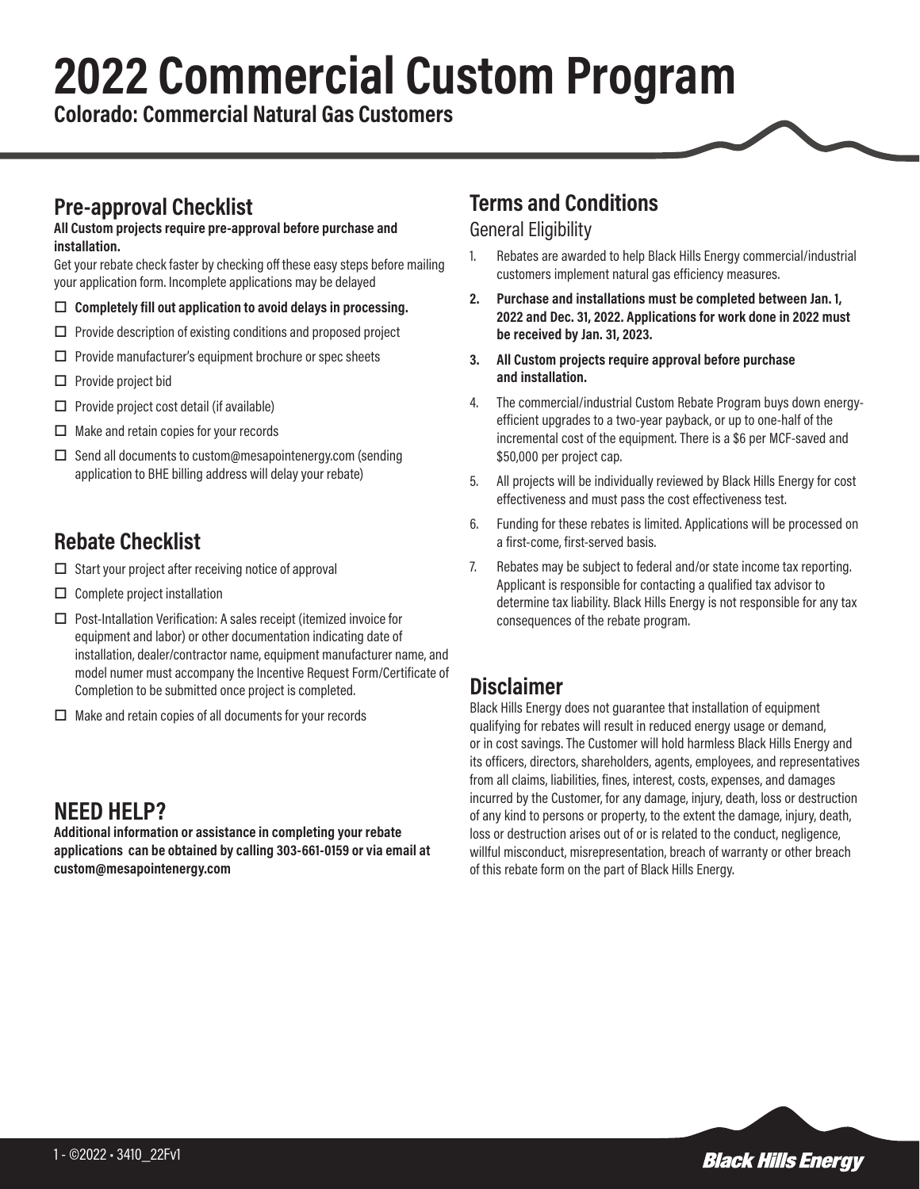# 2022 Commercial Custom Program

**Colorado: Commercial Natural Gas Customers**

## Pre-approval Checklist

**All Custom projects require pre-approval before purchase and installation.**

Get your rebate check faster by checking off these easy steps before mailing your application form. Incomplete applications may be delayed

- ☐ **Completely fill out application to avoid delays in processing.**
- ☐ Provide description of existing conditions and proposed project
- ☐ Provide manufacturer's equipment brochure or spec sheets
- ☐ Provide project bid
- ☐ Provide project cost detail (if available)
- ☐ Make and retain copies for your records
- ☐ Send all documents to custom@mesapointenergy.com (sending application to BHE billing address will delay your rebate)

## Rebate Checklist

- ☐ Start your project after receiving notice of approval
- ☐ Complete project installation
- ☐ Post-Intallation Verification: A sales receipt (itemized invoice for equipment and labor) or other documentation indicating date of installation, dealer/contractor name, equipment manufacturer name, and model numer must accompany the Incentive Request Form/Certificate of Completion to be submitted once project is completed.
- ☐ Make and retain copies of all documents for your records

## NEED HELP?

**Additional information or assistance in completing your rebate applications can be obtained by calling 303-661-0159 or via email at custom@mesapointenergy.com**

## Terms and Conditions

### General Eligibility

1. Rebates are awarded to help Black Hills Energy commercial/industrial customers implement natural gas efficiency measures.
2. **Purchase and installations must be completed between Jan. 1, 2022 and Dec. 31, 2022. Applications for work done in 2022 must be received by Jan. 31, 2023.**
3. **All Custom projects require approval before purchase and installation.**
4. The commercial/industrial Custom Rebate Program buys down energy-efficient upgrades to a two-year payback, or up to one-half of the incremental cost of the equipment. There is a $6 per MCF-saved and $50,000 per project cap.
5. All projects will be individually reviewed by Black Hills Energy for cost effectiveness and must pass the cost effectiveness test.
6. Funding for these rebates is limited. Applications will be processed on a first-come, first-served basis.
7. Rebates may be subject to federal and/or state income tax reporting. Applicant is responsible for contacting a qualified tax advisor to determine tax liability. Black Hills Energy is not responsible for any tax consequences of the rebate program.

## Disclaimer

Black Hills Energy does not guarantee that installation of equipment qualifying for rebates will result in reduced energy usage or demand, or in cost savings. The Customer will hold harmless Black Hills Energy and its officers, directors, shareholders, agents, employees, and representatives from all claims, liabilities, fines, interest, costs, expenses, and damages incurred by the Customer, for any damage, injury, death, loss or destruction of any kind to persons or property, to the extent the damage, injury, death, loss or destruction arises out of or is related to the conduct, negligence, willful misconduct, misrepresentation, breach of warranty or other breach of this rebate form on the part of Black Hills Energy.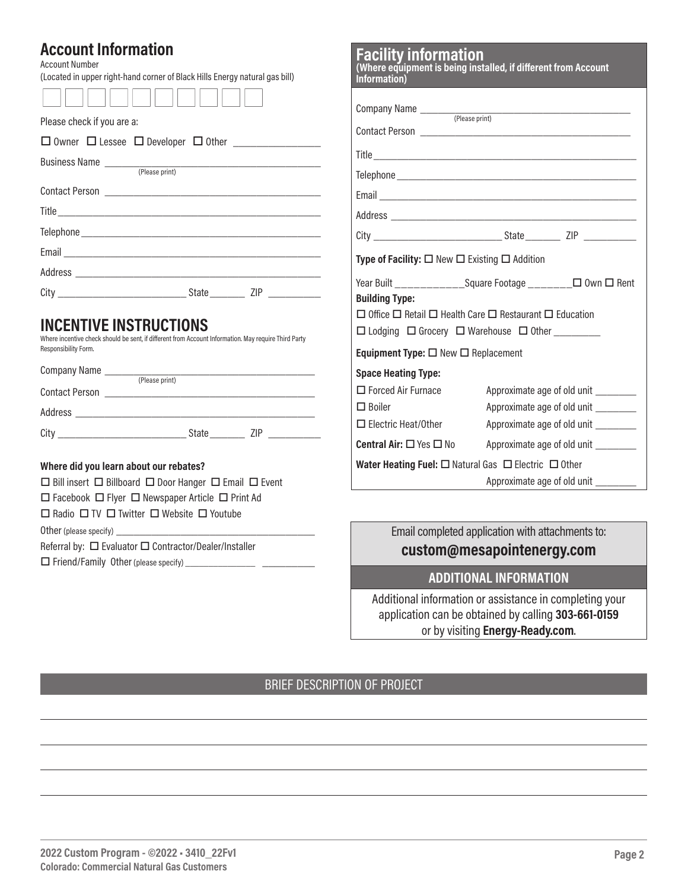## Account Information

Account Number
(Located in upper right-hand corner of Black Hills Energy natural gas bill)

| | | | | | | | | | |
|---|---|---|---|---|---|---|---|---|---|
| | | | | | | | | | |

Please check if you are a:

☐ Owner ☐ Lessee ☐ Developer ☐ Other ________________

Business Name ___________________________________________
(Please print)

Contact Person ___________________________________________

Title ___________________________________________________

Telephone _______________________________________________

Email __________________________________________________

Address ________________________________________________

City _________________________ State _______ ZIP __________

## INCENTIVE INSTRUCTIONS

Where incentive check should be sent, if different from Account Information. May require Third Party Responsibility Form.

Company Name ___________________________________________
(Please print)

Contact Person ___________________________________________

Address ________________________________________________

City _________________________ State _______ ZIP __________

**Where did you learn about our rebates?**

☐ Bill insert ☐ Billboard ☐ Door Hanger ☐ Email ☐ Event

☐ Facebook ☐ Flyer ☐ Newspaper Article ☐ Print Ad

☐ Radio ☐ TV ☐ Twitter ☐ Website ☐ Youtube

Other (please specify) ___________________________________________

Referral by: ☐ Evaluator ☐ Contractor/Dealer/Installer

☐ Friend/Family Other (please specify) _______________ ___________

## Facility information

**(Where equipment is being installed, if different from Account Information)**

Company Name ___________________________________________
(Please print)

Contact Person ___________________________________________

Title ___________________________________________________

Telephone _______________________________________________

Email __________________________________________________

Address ________________________________________________

City _________________________ State _______ ZIP __________

**Type of Facility:** ☐ New ☐ Existing ☐ Addition

Year Built _____________Square Footage ________☐ Own ☐ Rent

**Building Type:**

☐ Office ☐ Retail ☐ Health Care ☐ Restaurant ☐ Education

☐ Lodging ☐ Grocery ☐ Warehouse ☐ Other _________

**Equipment Type:** ☐ New ☐ Replacement

**Space Heating Type:**

☐ Forced Air Furnace Approximate age of old unit ________

☐ Boiler Approximate age of old unit ________

☐ Electric Heat/Other Approximate age of old unit ________

**Central Air:** ☐ Yes ☐ No Approximate age of old unit ________

**Water Heating Fuel:** ☐ Natural Gas ☐ Electric ☐ Other

Approximate age of old unit ________

Email completed application with attachments to:
**custom@mesapointenergy.com**

## ADDITIONAL INFORMATION

Additional information or assistance in completing your application can be obtained by calling **303-661-0159** or by visiting **Energy-Ready.com**.

## BRIEF DESCRIPTION OF PROJECT

_______________________________________________________________

_______________________________________________________________

_______________________________________________________________

_______________________________________________________________

**2022 Custom Program - ©2022 • 3410_22Fv1**
**Colorado: Commercial Natural Gas Customers**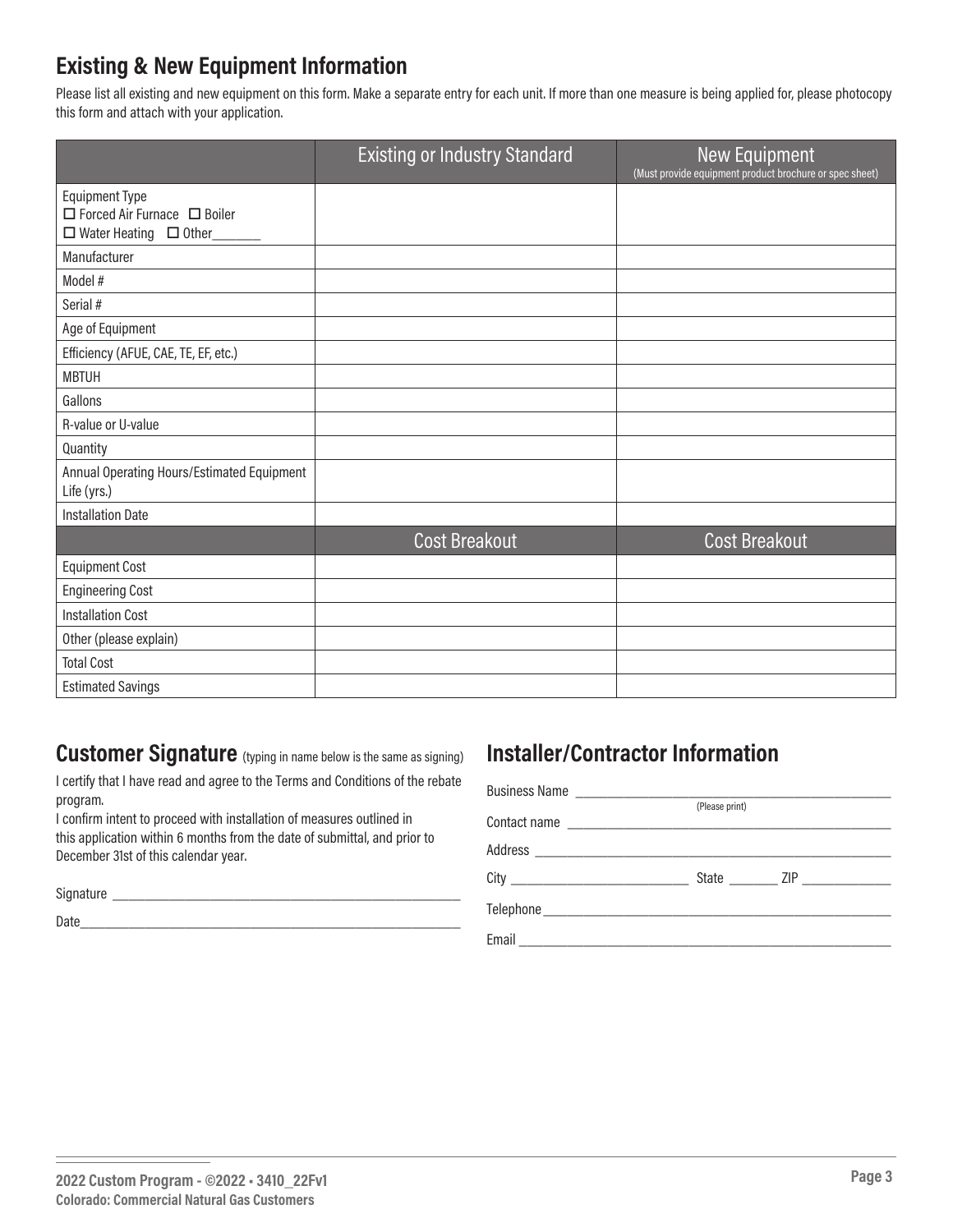## Existing & New Equipment Information

Please list all existing and new equipment on this form. Make a separate entry for each unit. If more than one measure is being applied for, please photocopy this form and attach with your application.

| | Existing or Industry Standard | New Equipment (Must provide equipment product brochure or spec sheet) |
|---|---|---|
| Equipment Type ☐ Forced Air Furnace ☐ Boiler ☐ Water Heating ☐ Other_______ | | |
| Manufacturer | | |
| Model # | | |
| Serial # | | |
| Age of Equipment | | |
| Efficiency (AFUE, CAE, TE, EF, etc.) | | |
| MBTUH | | |
| Gallons | | |
| R-value or U-value | | |
| Quantity | | |
| Annual Operating Hours/Estimated Equipment Life (yrs.) | | |
| Installation Date | | |
| | Cost Breakout | Cost Breakout |
| Equipment Cost | | |
| Engineering Cost | | |
| Installation Cost | | |
| Other (please explain) | | |
| Total Cost | | |
| Estimated Savings | | |

## Customer Signature (typing in name below is the same as signing)

I certify that I have read and agree to the Terms and Conditions of the rebate program.

I confirm intent to proceed with installation of measures outlined in this application within 6 months from the date of submittal, and prior to December 31st of this calendar year.

Signature ____________________________________________

Date________________________________________________

## Installer/Contractor Information

Business Name ____________________________________________
(Please print)

Contact name ____________________________________________

Address ________________________________________________

City ______________________ State _______ ZIP ____________

Telephone _______________________________________________

Email __________________________________________________

2022 Custom Program - ©2022 • 3410_22Fv1
Colorado: Commercial Natural Gas Customers